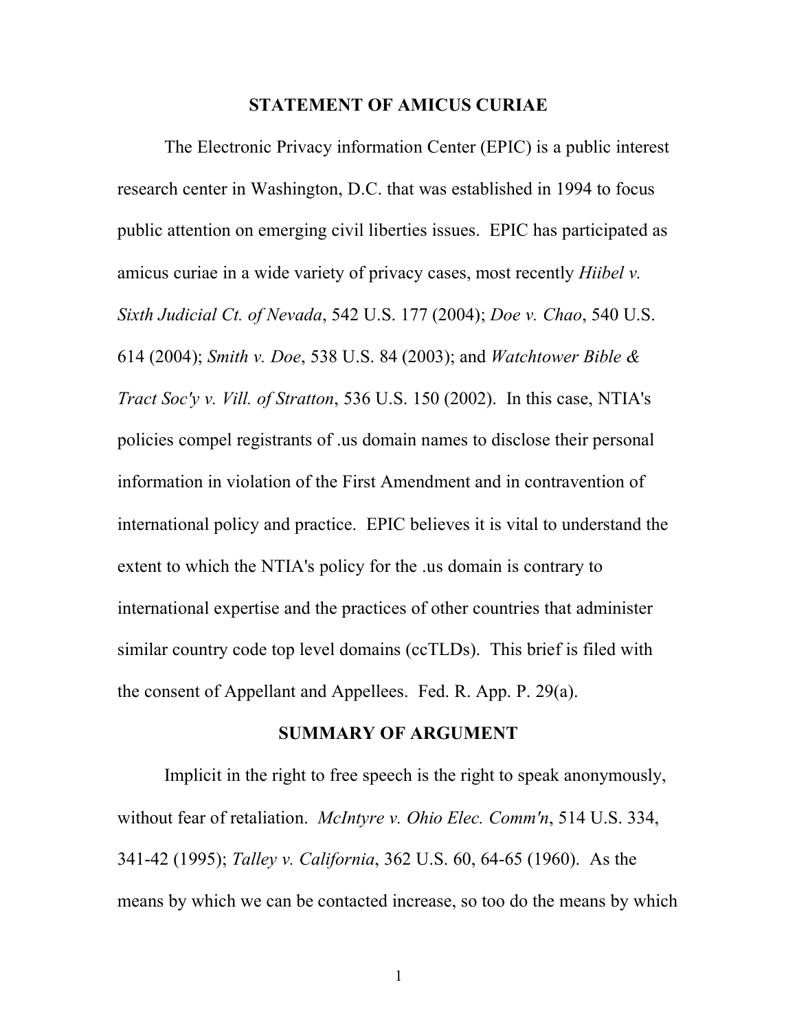## STATEMENT OF AMICUS CURIAE

The Electronic Privacy information Center (EPIC) is a public interest research center in Washington, D.C. that was established in 1994 to focus public attention on emerging civil liberties issues. EPIC has participated as amicus curiae in a wide variety of privacy cases, most recently *Hiibel v. Sixth Judicial Ct. of Nevada*, 542 U.S. 177 (2004); *Doe v. Chao*, 540 U.S. 614 (2004); *Smith v. Doe*, 538 U.S. 84 (2003); and *Watchtower Bible & Tract Soc'y v. Vill. of Stratton*, 536 U.S. 150 (2002). In this case, NTIA's policies compel registrants of .us domain names to disclose their personal information in violation of the First Amendment and in contravention of international policy and practice. EPIC believes it is vital to understand the extent to which the NTIA's policy for the .us domain is contrary to international expertise and the practices of other countries that administer similar country code top level domains (ccTLDs). This brief is filed with the consent of Appellant and Appellees. Fed. R. App. P. 29(a).

## SUMMARY OF ARGUMENT

Implicit in the right to free speech is the right to speak anonymously, without fear of retaliation. *McIntyre v. Ohio Elec. Comm'n*, 514 U.S. 334, 341-42 (1995); *Talley v. California*, 362 U.S. 60, 64-65 (1960). As the means by which we can be contacted increase, so too do the means by which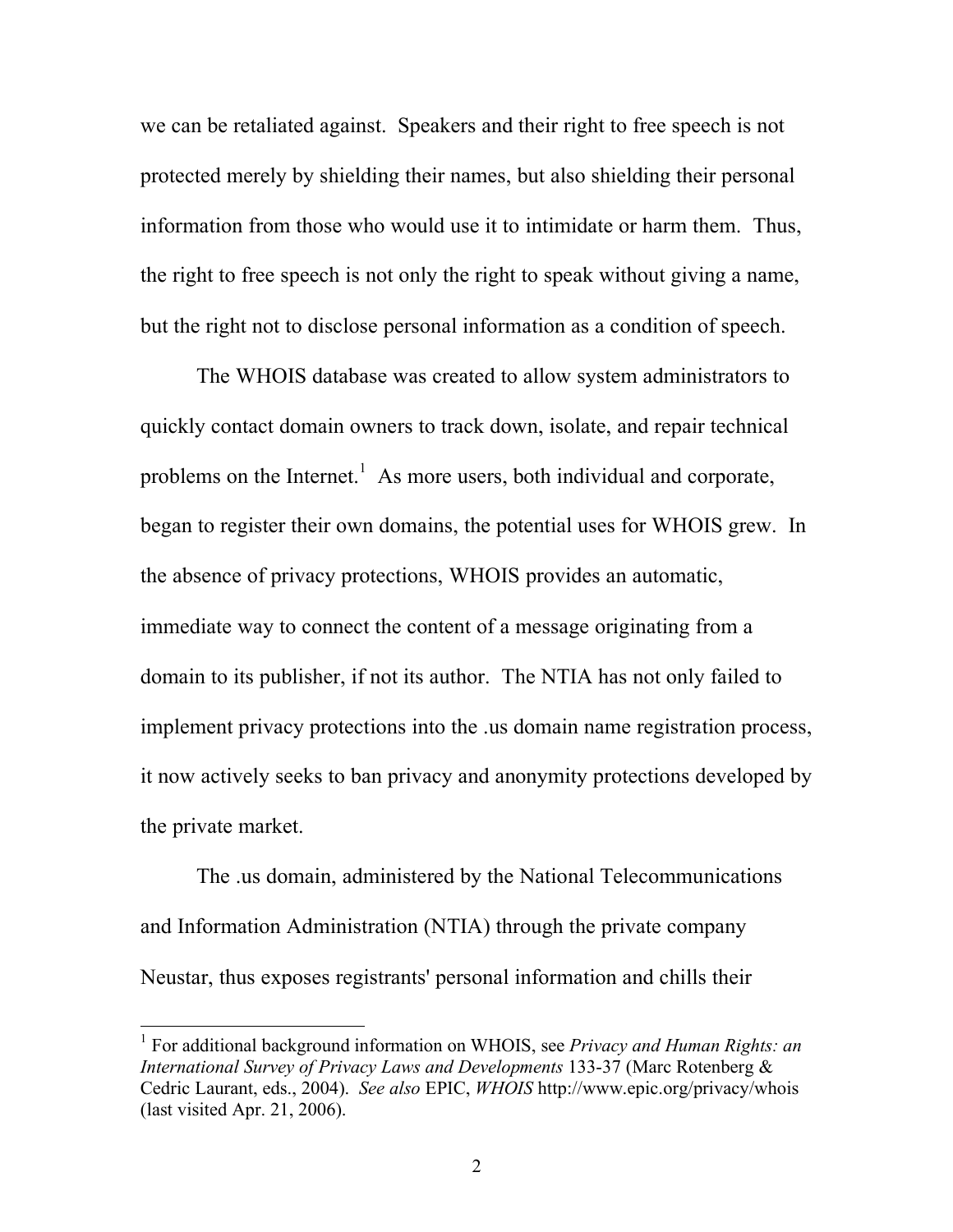we can be retaliated against. Speakers and their right to free speech is not protected merely by shielding their names, but also shielding their personal information from those who would use it to intimidate or harm them. Thus, the right to free speech is not only the right to speak without giving a name, but the right not to disclose personal information as a condition of speech.

The WHOIS database was created to allow system administrators to quickly contact domain owners to track down, isolate, and repair technical problems on the Internet.[1] As more users, both individual and corporate, began to register their own domains, the potential uses for WHOIS grew. In the absence of privacy protections, WHOIS provides an automatic, immediate way to connect the content of a message originating from a domain to its publisher, if not its author. The NTIA has not only failed to implement privacy protections into the .us domain name registration process, it now actively seeks to ban privacy and anonymity protections developed by the private market.

The .us domain, administered by the National Telecommunications and Information Administration (NTIA) through the private company Neustar, thus exposes registrants' personal information and chills their

---

[1] For additional background information on WHOIS, see *Privacy and Human Rights: an International Survey of Privacy Laws and Developments* 133-37 (Marc Rotenberg & Cedric Laurant, eds., 2004). *See also* EPIC, *WHOIS* http://www.epic.org/privacy/whois (last visited Apr. 21, 2006).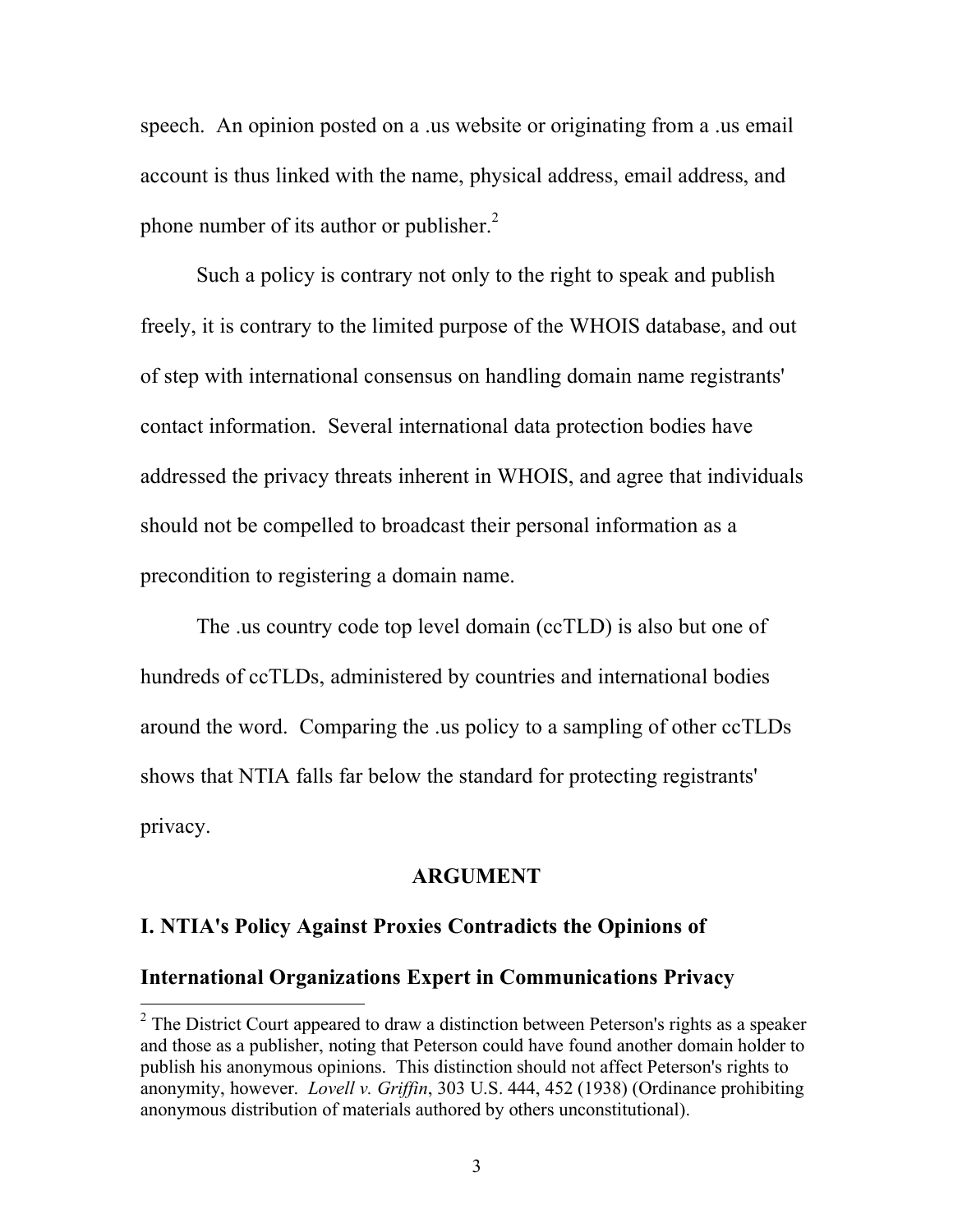speech. An opinion posted on a .us website or originating from a .us email account is thus linked with the name, physical address, email address, and phone number of its author or publisher.[2]

Such a policy is contrary not only to the right to speak and publish freely, it is contrary to the limited purpose of the WHOIS database, and out of step with international consensus on handling domain name registrants' contact information. Several international data protection bodies have addressed the privacy threats inherent in WHOIS, and agree that individuals should not be compelled to broadcast their personal information as a precondition to registering a domain name.

The .us country code top level domain (ccTLD) is also but one of hundreds of ccTLDs, administered by countries and international bodies around the word. Comparing the .us policy to a sampling of other ccTLDs shows that NTIA falls far below the standard for protecting registrants' privacy.

## ARGUMENT

### I. NTIA's Policy Against Proxies Contradicts the Opinions of International Organizations Expert in Communications Privacy

[2] The District Court appeared to draw a distinction between Peterson's rights as a speaker and those as a publisher, noting that Peterson could have found another domain holder to publish his anonymous opinions. This distinction should not affect Peterson's rights to anonymity, however. *Lovell v. Griffin*, 303 U.S. 444, 452 (1938) (Ordinance prohibiting anonymous distribution of materials authored by others unconstitutional).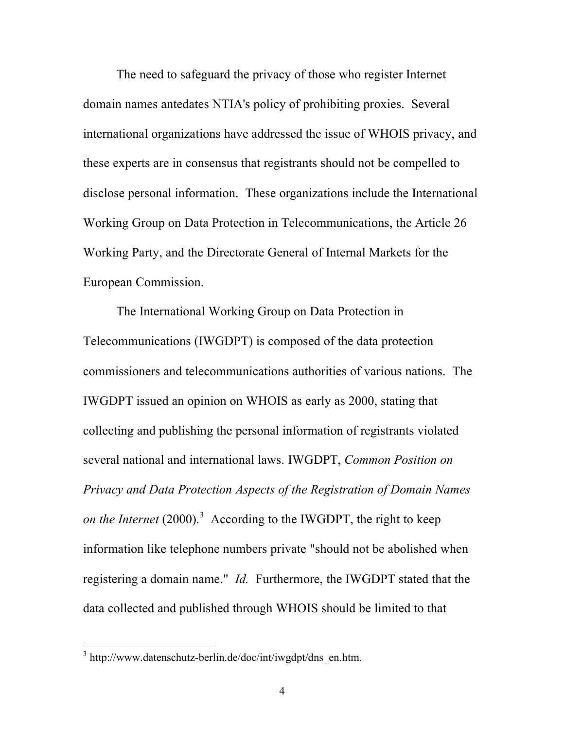The need to safeguard the privacy of those who register Internet domain names antedates NTIA's policy of prohibiting proxies. Several international organizations have addressed the issue of WHOIS privacy, and these experts are in consensus that registrants should not be compelled to disclose personal information. These organizations include the International Working Group on Data Protection in Telecommunications, the Article 26 Working Party, and the Directorate General of Internal Markets for the European Commission.

The International Working Group on Data Protection in Telecommunications (IWGDPT) is composed of the data protection commissioners and telecommunications authorities of various nations. The IWGDPT issued an opinion on WHOIS as early as 2000, stating that collecting and publishing the personal information of registrants violated several national and international laws. IWGDPT, *Common Position on Privacy and Data Protection Aspects of the Registration of Domain Names on the Internet* (2000).[3] According to the IWGDPT, the right to keep information like telephone numbers private "should not be abolished when registering a domain name." *Id.* Furthermore, the IWGDPT stated that the data collected and published through WHOIS should be limited to that

---

[3] http://www.datenschutz-berlin.de/doc/int/iwgdpt/dns_en.htm.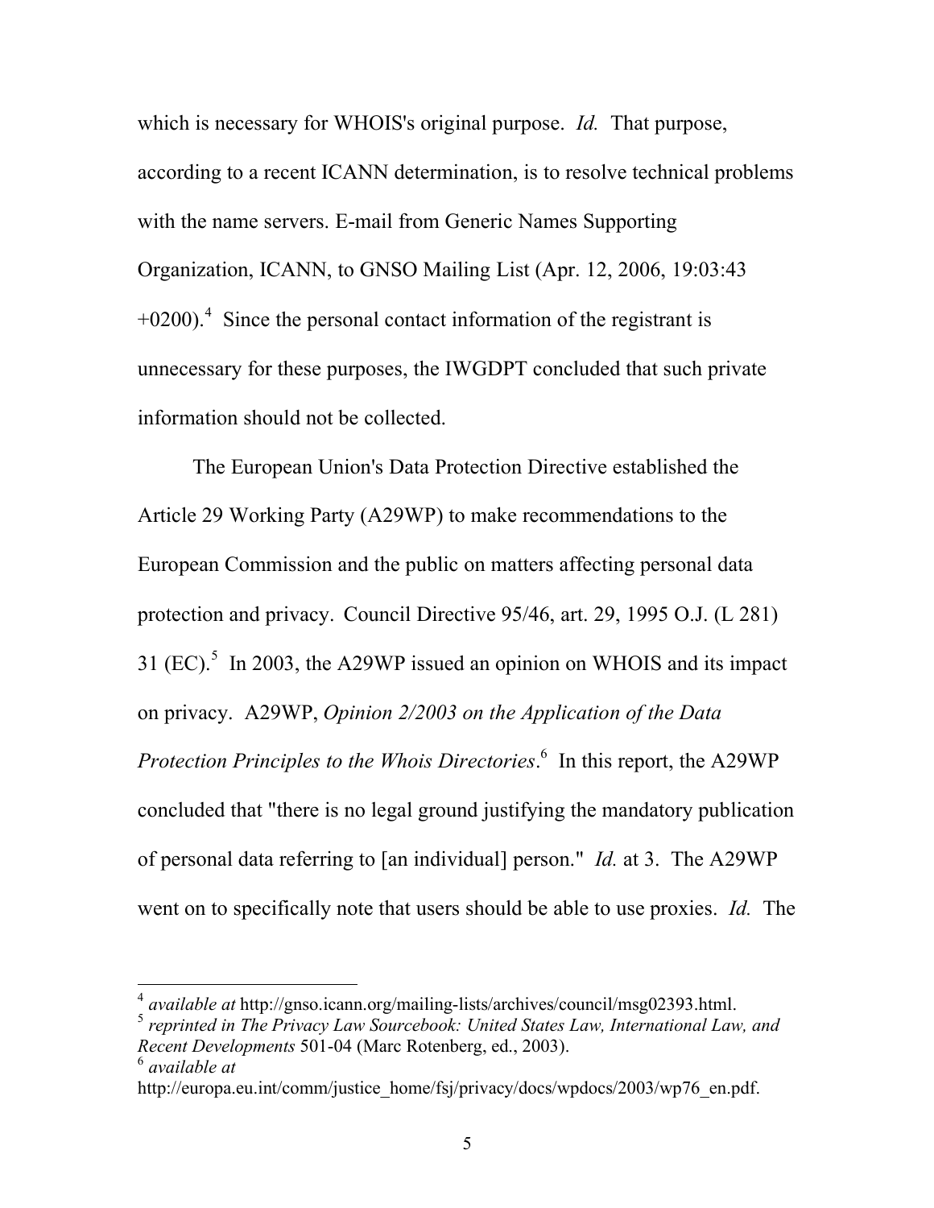which is necessary for WHOIS's original purpose. *Id.* That purpose, according to a recent ICANN determination, is to resolve technical problems with the name servers. E-mail from Generic Names Supporting Organization, ICANN, to GNSO Mailing List (Apr. 12, 2006, 19:03:43 +0200).[4] Since the personal contact information of the registrant is unnecessary for these purposes, the IWGDPT concluded that such private information should not be collected.

The European Union's Data Protection Directive established the Article 29 Working Party (A29WP) to make recommendations to the European Commission and the public on matters affecting personal data protection and privacy. Council Directive 95/46, art. 29, 1995 O.J. (L 281) 31 (EC).[5] In 2003, the A29WP issued an opinion on WHOIS and its impact on privacy. A29WP, *Opinion 2/2003 on the Application of the Data Protection Principles to the Whois Directories*.[6] In this report, the A29WP concluded that "there is no legal ground justifying the mandatory publication of personal data referring to [an individual] person." *Id.* at 3. The A29WP went on to specifically note that users should be able to use proxies. *Id.* The

---

[4] *available at* http://gnso.icann.org/mailing-lists/archives/council/msg02393.html.

[5] *reprinted in The Privacy Law Sourcebook: United States Law, International Law, and Recent Developments* 501-04 (Marc Rotenberg, ed., 2003).

[6] *available at* http://europa.eu.int/comm/justice_home/fsj/privacy/docs/wpdocs/2003/wp76_en.pdf.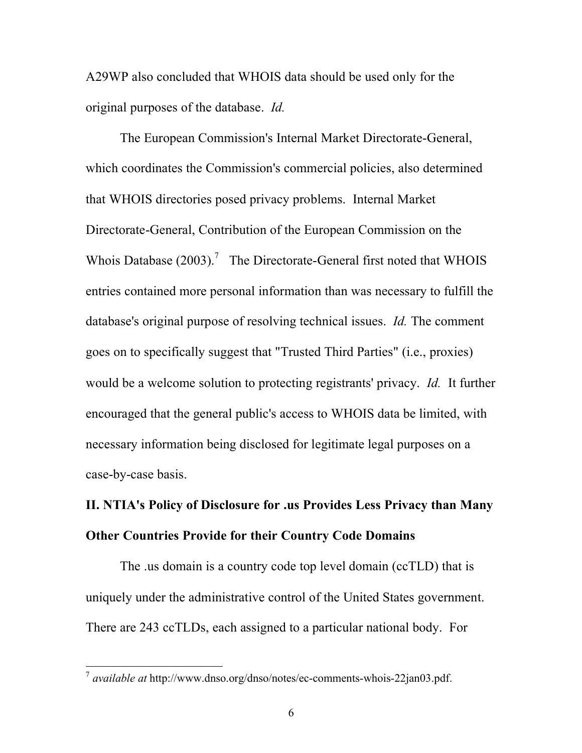A29WP also concluded that WHOIS data should be used only for the original purposes of the database. *Id.*

The European Commission's Internal Market Directorate-General, which coordinates the Commission's commercial policies, also determined that WHOIS directories posed privacy problems. Internal Market Directorate-General, Contribution of the European Commission on the Whois Database (2003).[7] The Directorate-General first noted that WHOIS entries contained more personal information than was necessary to fulfill the database's original purpose of resolving technical issues. *Id.* The comment goes on to specifically suggest that "Trusted Third Parties" (i.e., proxies) would be a welcome solution to protecting registrants' privacy. *Id.* It further encouraged that the general public's access to WHOIS data be limited, with necessary information being disclosed for legitimate legal purposes on a case-by-case basis.

## II. NTIA's Policy of Disclosure for .us Provides Less Privacy than Many Other Countries Provide for their Country Code Domains

The .us domain is a country code top level domain (ccTLD) that is uniquely under the administrative control of the United States government. There are 243 ccTLDs, each assigned to a particular national body. For

---

[7] *available at* http://www.dnso.org/dnso/notes/ec-comments-whois-22jan03.pdf.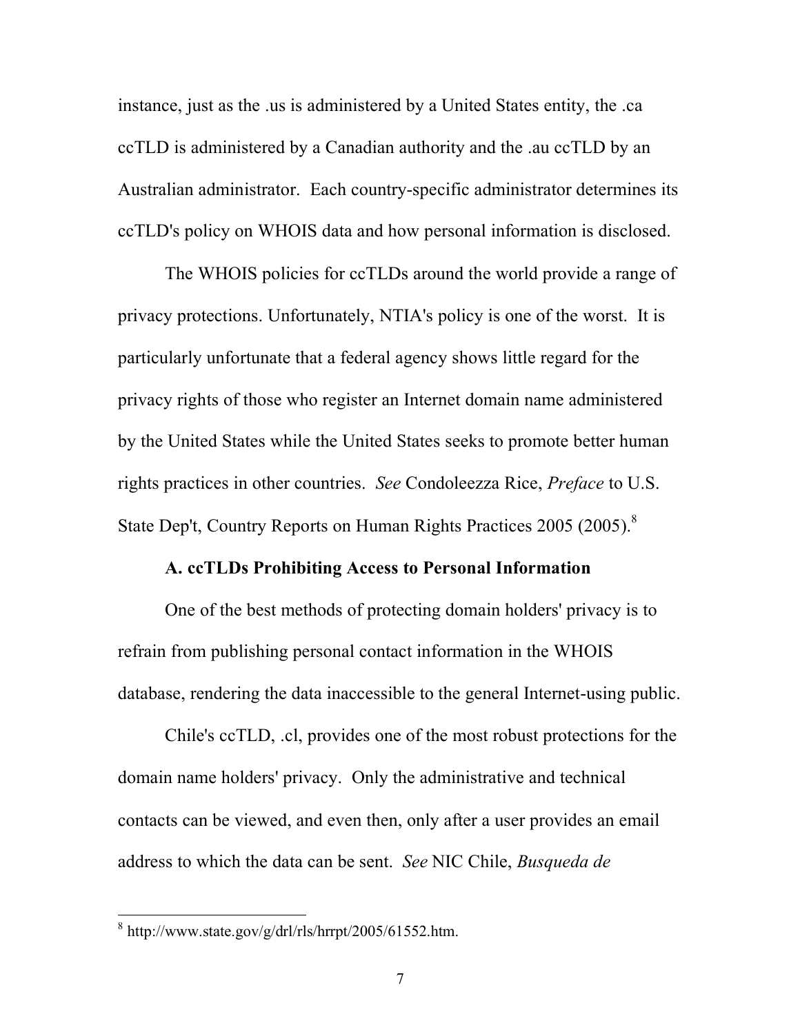instance, just as the .us is administered by a United States entity, the .ca ccTLD is administered by a Canadian authority and the .au ccTLD by an Australian administrator. Each country-specific administrator determines its ccTLD's policy on WHOIS data and how personal information is disclosed.

The WHOIS policies for ccTLDs around the world provide a range of privacy protections. Unfortunately, NTIA's policy is one of the worst. It is particularly unfortunate that a federal agency shows little regard for the privacy rights of those who register an Internet domain name administered by the United States while the United States seeks to promote better human rights practices in other countries. *See* Condoleezza Rice, *Preface* to U.S. State Dep't, Country Reports on Human Rights Practices 2005 (2005).[8]

### A. ccTLDs Prohibiting Access to Personal Information

One of the best methods of protecting domain holders' privacy is to refrain from publishing personal contact information in the WHOIS database, rendering the data inaccessible to the general Internet-using public.

Chile's ccTLD, .cl, provides one of the most robust protections for the domain name holders' privacy. Only the administrative and technical contacts can be viewed, and even then, only after a user provides an email address to which the data can be sent. *See* NIC Chile, *Busqueda de*

---

[8] http://www.state.gov/g/drl/rls/hrrpt/2005/61552.htm.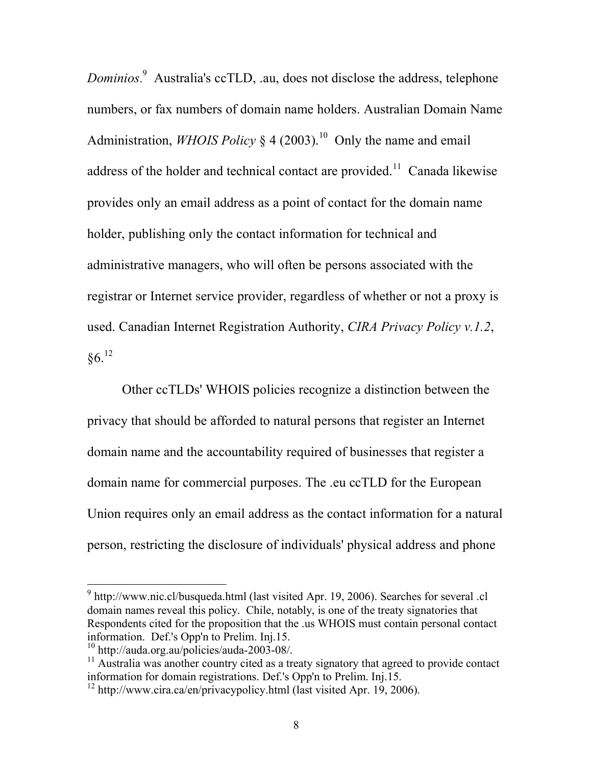*Dominios*.[9] Australia's ccTLD, .au, does not disclose the address, telephone numbers, or fax numbers of domain name holders. Australian Domain Name Administration, *WHOIS Policy* § 4 (2003).[10] Only the name and email address of the holder and technical contact are provided.[11] Canada likewise provides only an email address as a point of contact for the domain name holder, publishing only the contact information for technical and administrative managers, who will often be persons associated with the registrar or Internet service provider, regardless of whether or not a proxy is used. Canadian Internet Registration Authority, *CIRA Privacy Policy v.1.2*, §6.[12]

Other ccTLDs' WHOIS policies recognize a distinction between the privacy that should be afforded to natural persons that register an Internet domain name and the accountability required of businesses that register a domain name for commercial purposes. The .eu ccTLD for the European Union requires only an email address as the contact information for a natural person, restricting the disclosure of individuals' physical address and phone

---

[9] http://www.nic.cl/busqueda.html (last visited Apr. 19, 2006). Searches for several .cl domain names reveal this policy. Chile, notably, is one of the treaty signatories that Respondents cited for the proposition that the .us WHOIS must contain personal contact information. Def.'s Opp'n to Prelim. Inj.15.

[10] http://auda.org.au/policies/auda-2003-08/.

[11] Australia was another country cited as a treaty signatory that agreed to provide contact information for domain registrations. Def.'s Opp'n to Prelim. Inj.15.

[12] http://www.cira.ca/en/privacypolicy.html (last visited Apr. 19, 2006).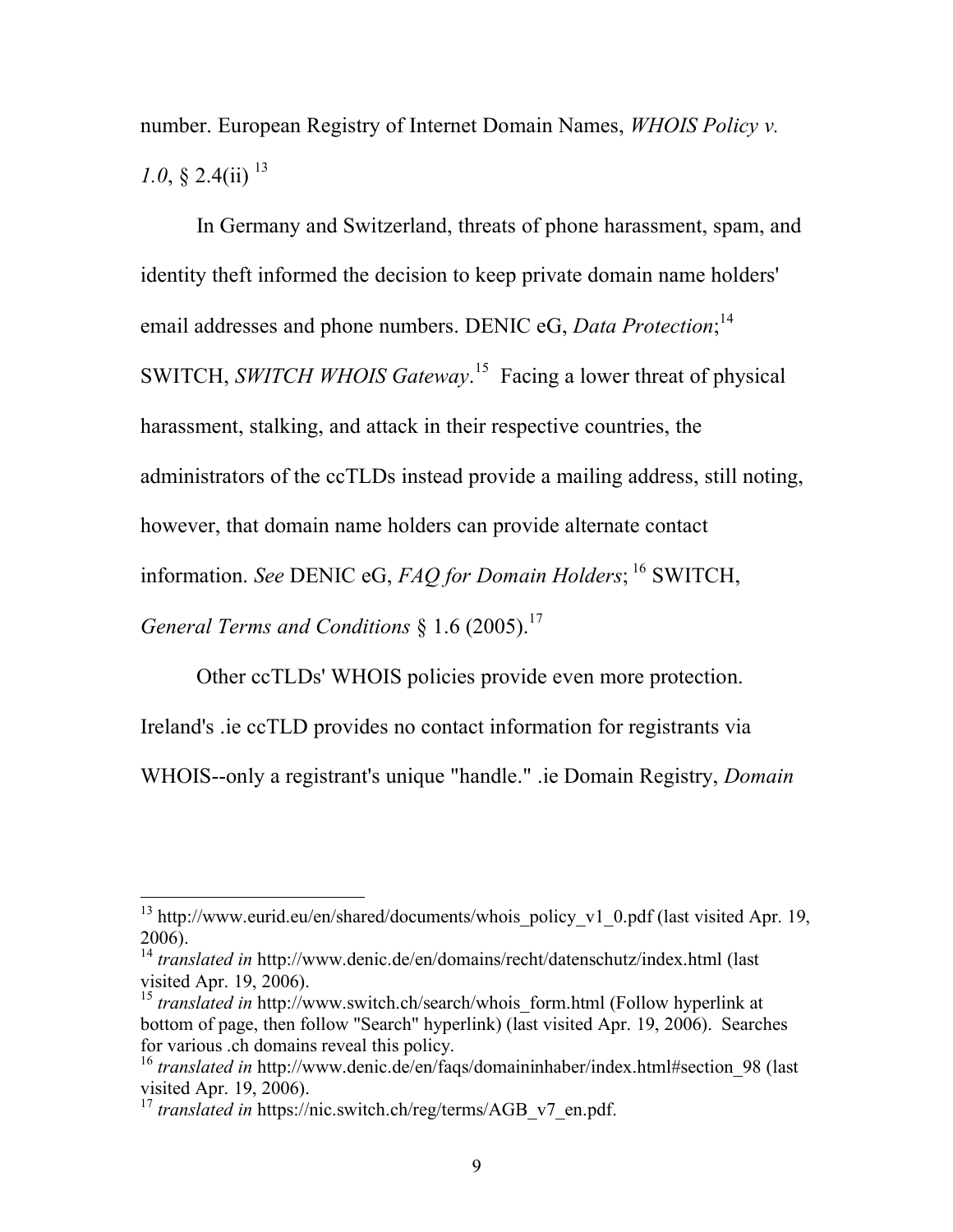number. European Registry of Internet Domain Names, *WHOIS Policy v. 1.0*, § 2.4(ii) [13]

In Germany and Switzerland, threats of phone harassment, spam, and identity theft informed the decision to keep private domain name holders' email addresses and phone numbers. DENIC eG, *Data Protection*;[14] SWITCH, *SWITCH WHOIS Gateway*.[15] Facing a lower threat of physical harassment, stalking, and attack in their respective countries, the administrators of the ccTLDs instead provide a mailing address, still noting, however, that domain name holders can provide alternate contact information. *See* DENIC eG, *FAQ for Domain Holders*; [16] SWITCH, *General Terms and Conditions* § 1.6 (2005).[17]

Other ccTLDs' WHOIS policies provide even more protection. Ireland's .ie ccTLD provides no contact information for registrants via WHOIS--only a registrant's unique "handle." .ie Domain Registry, *Domain*

---

[13] http://www.eurid.eu/en/shared/documents/whois_policy_v1_0.pdf (last visited Apr. 19, 2006).

[14] *translated in* http://www.denic.de/en/domains/recht/datenschutz/index.html (last visited Apr. 19, 2006).

[15] *translated in* http://www.switch.ch/search/whois_form.html (Follow hyperlink at bottom of page, then follow "Search" hyperlink) (last visited Apr. 19, 2006). Searches for various .ch domains reveal this policy.

[16] *translated in* http://www.denic.de/en/faqs/domaininhaber/index.html#section_98 (last visited Apr. 19, 2006).

[17] *translated in* https://nic.switch.ch/reg/terms/AGB_v7_en.pdf.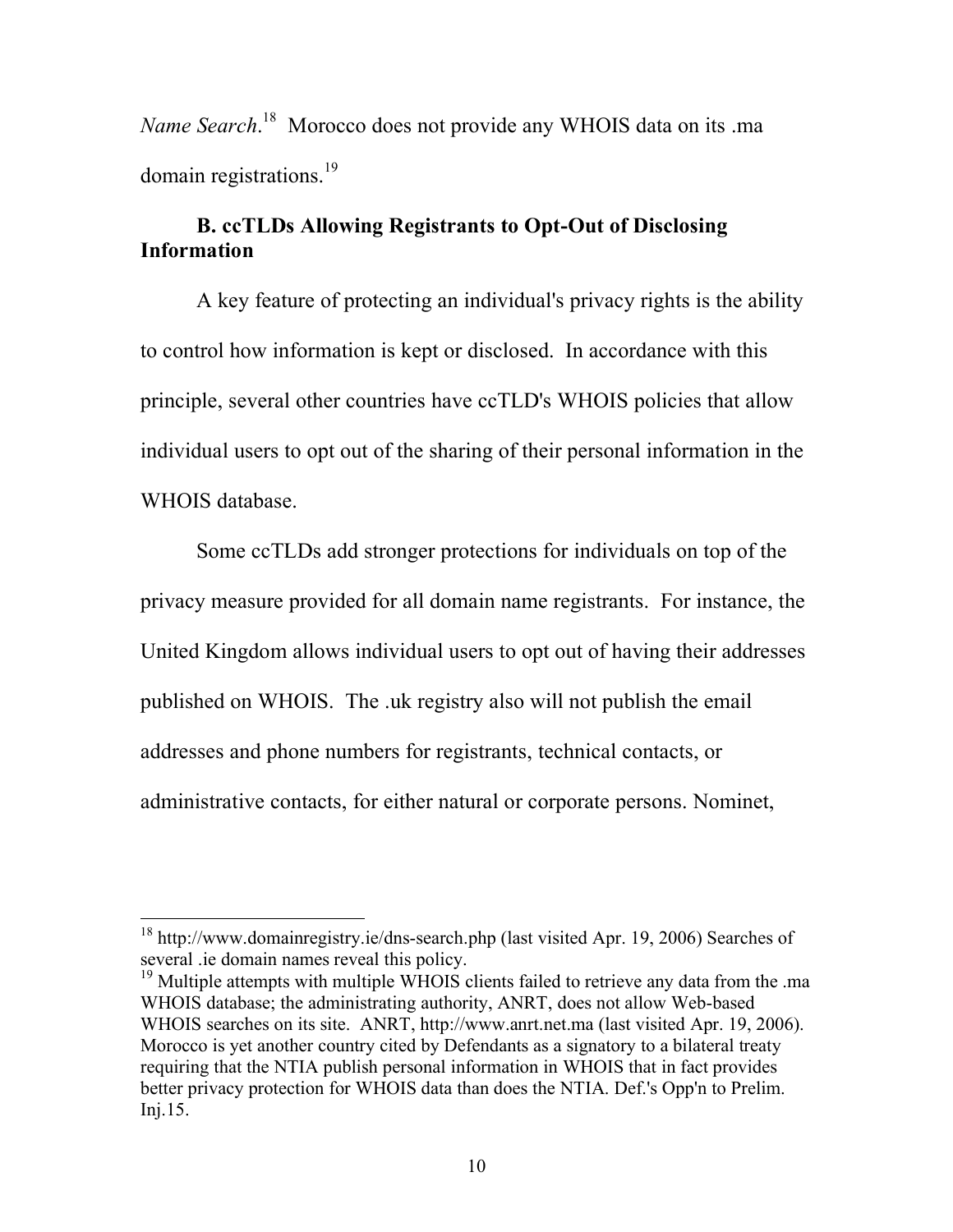*Name Search*.[18] Morocco does not provide any WHOIS data on its .ma domain registrations.[19]

### B. ccTLDs Allowing Registrants to Opt-Out of Disclosing Information

A key feature of protecting an individual's privacy rights is the ability to control how information is kept or disclosed. In accordance with this principle, several other countries have ccTLD's WHOIS policies that allow individual users to opt out of the sharing of their personal information in the WHOIS database.

Some ccTLDs add stronger protections for individuals on top of the privacy measure provided for all domain name registrants. For instance, the United Kingdom allows individual users to opt out of having their addresses published on WHOIS. The .uk registry also will not publish the email addresses and phone numbers for registrants, technical contacts, or administrative contacts, for either natural or corporate persons. Nominet,

---

[18] http://www.domainregistry.ie/dns-search.php (last visited Apr. 19, 2006) Searches of several .ie domain names reveal this policy.

[19] Multiple attempts with multiple WHOIS clients failed to retrieve any data from the .ma WHOIS database; the administrating authority, ANRT, does not allow Web-based WHOIS searches on its site. ANRT, http://www.anrt.net.ma (last visited Apr. 19, 2006). Morocco is yet another country cited by Defendants as a signatory to a bilateral treaty requiring that the NTIA publish personal information in WHOIS that in fact provides better privacy protection for WHOIS data than does the NTIA. Def.'s Opp'n to Prelim. Inj.15.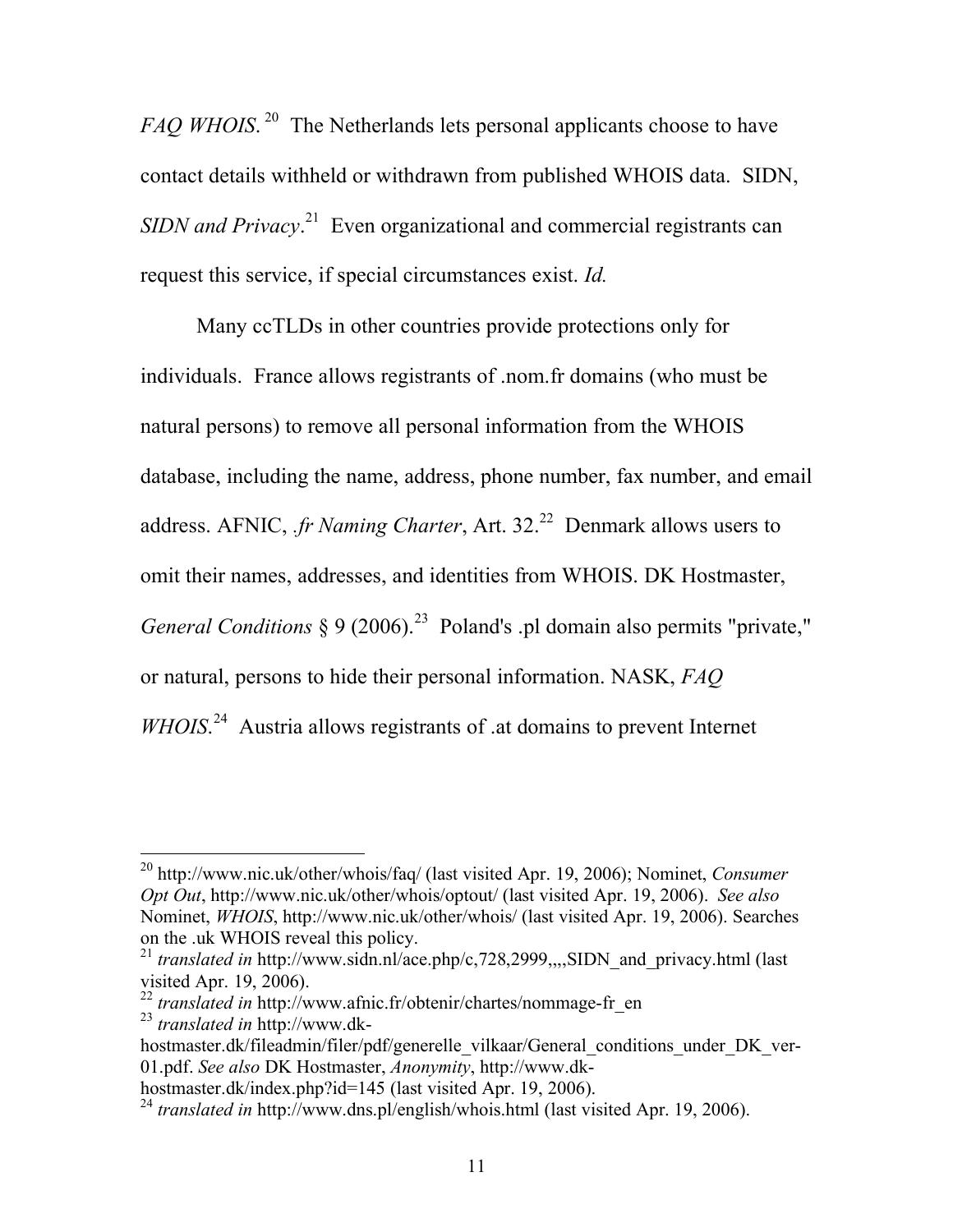*FAQ WHOIS*.[20] The Netherlands lets personal applicants choose to have contact details withheld or withdrawn from published WHOIS data. SIDN, *SIDN and Privacy*.[21] Even organizational and commercial registrants can request this service, if special circumstances exist. *Id.*

Many ccTLDs in other countries provide protections only for individuals. France allows registrants of .nom.fr domains (who must be natural persons) to remove all personal information from the WHOIS database, including the name, address, phone number, fax number, and email address. AFNIC, *.fr Naming Charter*, Art. 32.[22] Denmark allows users to omit their names, addresses, and identities from WHOIS. DK Hostmaster, *General Conditions* § 9 (2006).[23] Poland's .pl domain also permits "private," or natural, persons to hide their personal information. NASK, *FAQ WHOIS*.[24] Austria allows registrants of .at domains to prevent Internet

---

[20] http://www.nic.uk/other/whois/faq/ (last visited Apr. 19, 2006); Nominet, *Consumer Opt Out*, http://www.nic.uk/other/whois/optout/ (last visited Apr. 19, 2006). *See also* Nominet, *WHOIS*, http://www.nic.uk/other/whois/ (last visited Apr. 19, 2006). Searches on the .uk WHOIS reveal this policy.

[21] *translated in* http://www.sidn.nl/ace.php/c,728,2999,,,,SIDN_and_privacy.html (last visited Apr. 19, 2006).

[22] *translated in* http://www.afnic.fr/obtenir/chartes/nommage-fr_en

[23] *translated in* http://www.dk-hostmaster.dk/fileadmin/filer/pdf/generelle_vilkaar/General_conditions_under_DK_ver-01.pdf. *See also* DK Hostmaster, *Anonymity*, http://www.dk-hostmaster.dk/index.php?id=145 (last visited Apr. 19, 2006).

[24] *translated in* http://www.dns.pl/english/whois.html (last visited Apr. 19, 2006).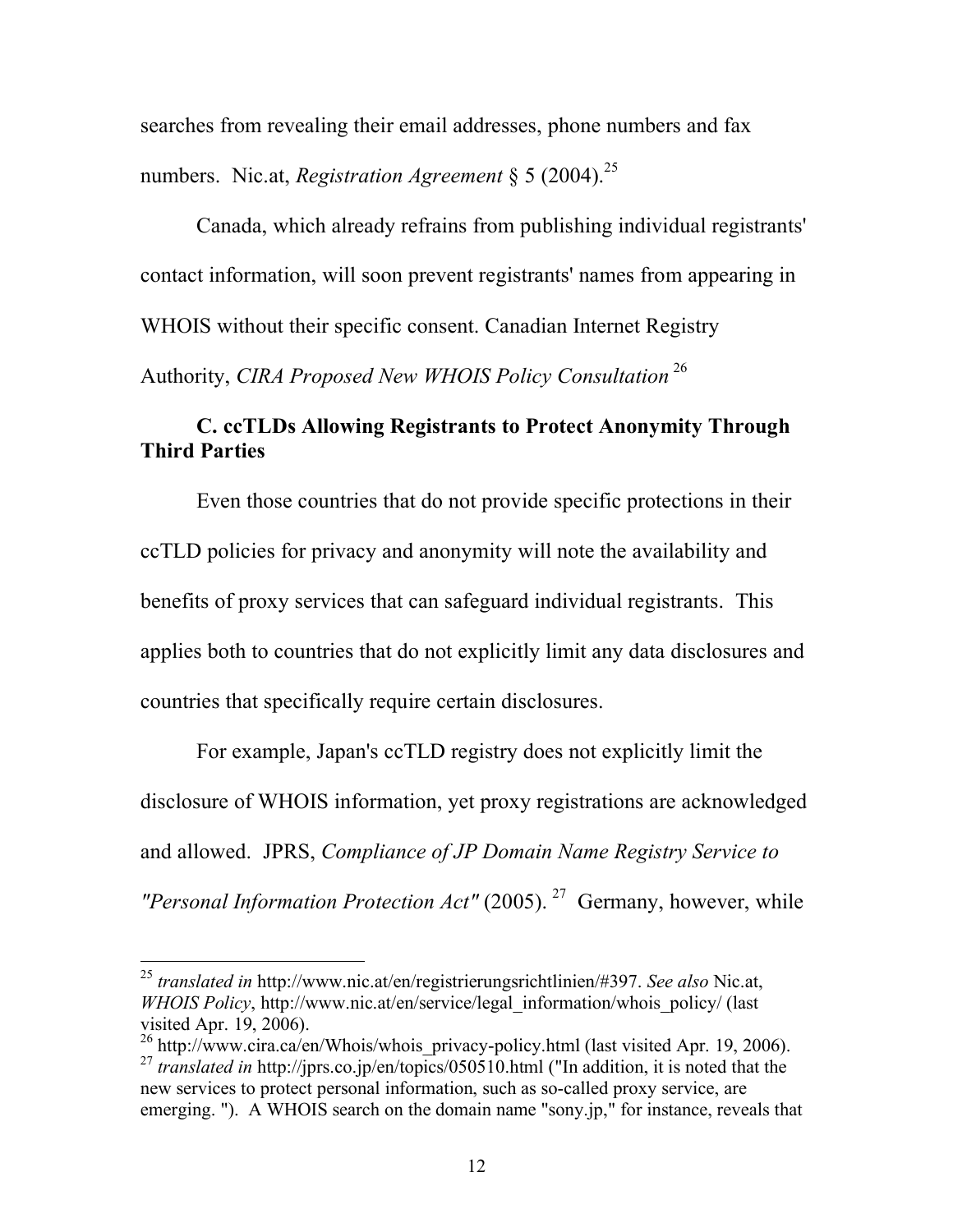searches from revealing their email addresses, phone numbers and fax numbers. Nic.at, *Registration Agreement* § 5 (2004).[25]

Canada, which already refrains from publishing individual registrants' contact information, will soon prevent registrants' names from appearing in WHOIS without their specific consent. Canadian Internet Registry Authority, *CIRA Proposed New WHOIS Policy Consultation*[26]

### C. ccTLDs Allowing Registrants to Protect Anonymity Through Third Parties

Even those countries that do not provide specific protections in their ccTLD policies for privacy and anonymity will note the availability and benefits of proxy services that can safeguard individual registrants. This applies both to countries that do not explicitly limit any data disclosures and countries that specifically require certain disclosures.

For example, Japan's ccTLD registry does not explicitly limit the disclosure of WHOIS information, yet proxy registrations are acknowledged and allowed. JPRS, *Compliance of JP Domain Name Registry Service to "Personal Information Protection Act"* (2005).[27] Germany, however, while

---

[25] *translated in* http://www.nic.at/en/registrierungsrichtlinien/#397. *See also* Nic.at, *WHOIS Policy*, http://www.nic.at/en/service/legal_information/whois_policy/ (last visited Apr. 19, 2006).

[26] http://www.cira.ca/en/Whois/whois_privacy-policy.html (last visited Apr. 19, 2006).

[27] *translated in* http://jprs.co.jp/en/topics/050510.html ("In addition, it is noted that the new services to protect personal information, such as so-called proxy service, are emerging. "). A WHOIS search on the domain name "sony.jp," for instance, reveals that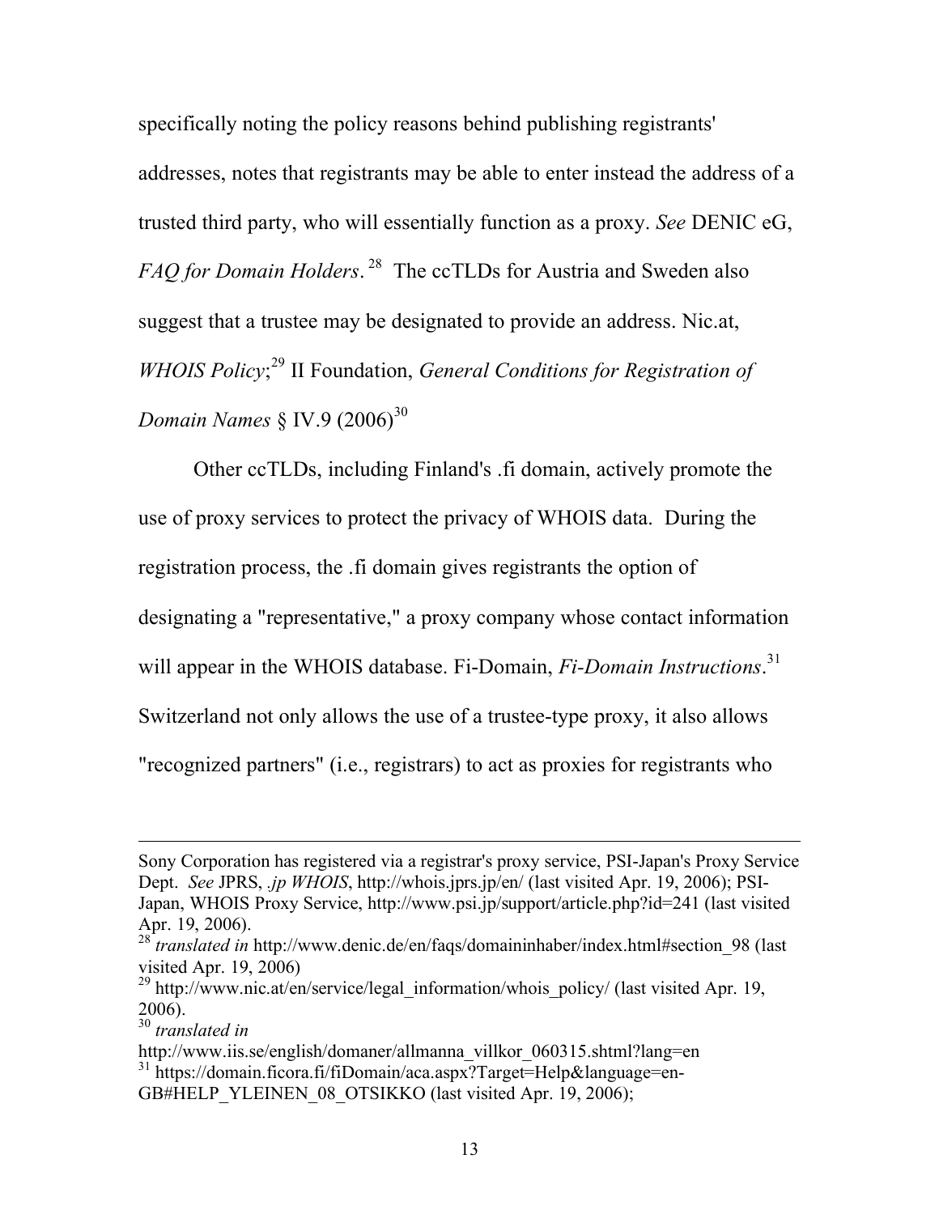specifically noting the policy reasons behind publishing registrants' addresses, notes that registrants may be able to enter instead the address of a trusted third party, who will essentially function as a proxy. *See* DENIC eG, *FAQ for Domain Holders*.[28] The ccTLDs for Austria and Sweden also suggest that a trustee may be designated to provide an address. Nic.at, *WHOIS Policy*;[29] II Foundation, *General Conditions for Registration of Domain Names* § IV.9 (2006)[30]

Other ccTLDs, including Finland's .fi domain, actively promote the use of proxy services to protect the privacy of WHOIS data. During the registration process, the .fi domain gives registrants the option of designating a "representative," a proxy company whose contact information will appear in the WHOIS database. Fi-Domain, *Fi-Domain Instructions*.[31] Switzerland not only allows the use of a trustee-type proxy, it also allows "recognized partners" (i.e., registrars) to act as proxies for registrants who

---

Sony Corporation has registered via a registrar's proxy service, PSI-Japan's Proxy Service Dept. *See* JPRS, *.jp WHOIS*, http://whois.jprs.jp/en/ (last visited Apr. 19, 2006); PSI-Japan, WHOIS Proxy Service, http://www.psi.jp/support/article.php?id=241 (last visited Apr. 19, 2006).

[28] *translated in* http://www.denic.de/en/faqs/domaininhaber/index.html#section_98 (last visited Apr. 19, 2006)

[29] http://www.nic.at/en/service/legal_information/whois_policy/ (last visited Apr. 19, 2006).

[30] *translated in* http://www.iis.se/english/domaner/allmanna_villkor_060315.shtml?lang=en

[31] https://domain.ficora.fi/fiDomain/aca.aspx?Target=Help&language=en-GB#HELP_YLEINEN_08_OTSIKKO (last visited Apr. 19, 2006);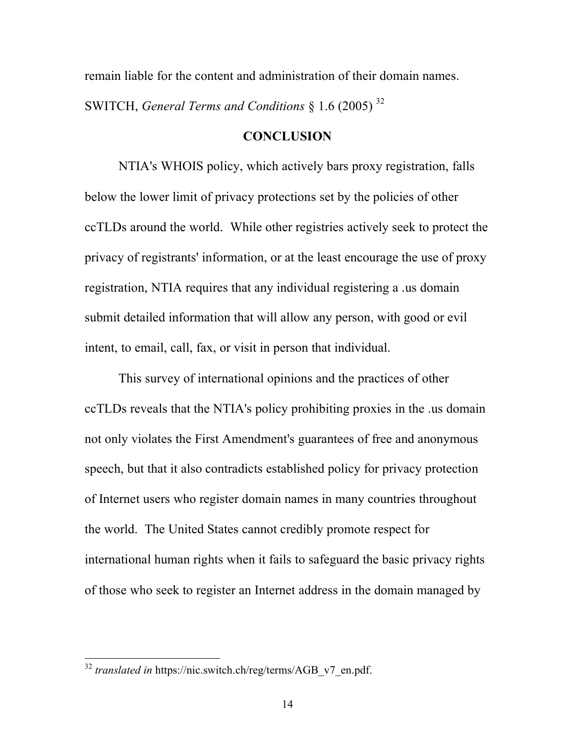remain liable for the content and administration of their domain names. SWITCH, *General Terms and Conditions* § 1.6 (2005) [32]

## CONCLUSION

NTIA's WHOIS policy, which actively bars proxy registration, falls below the lower limit of privacy protections set by the policies of other ccTLDs around the world. While other registries actively seek to protect the privacy of registrants' information, or at the least encourage the use of proxy registration, NTIA requires that any individual registering a .us domain submit detailed information that will allow any person, with good or evil intent, to email, call, fax, or visit in person that individual.

This survey of international opinions and the practices of other ccTLDs reveals that the NTIA's policy prohibiting proxies in the .us domain not only violates the First Amendment's guarantees of free and anonymous speech, but that it also contradicts established policy for privacy protection of Internet users who register domain names in many countries throughout the world. The United States cannot credibly promote respect for international human rights when it fails to safeguard the basic privacy rights of those who seek to register an Internet address in the domain managed by

---

[32] *translated in* https://nic.switch.ch/reg/terms/AGB_v7_en.pdf.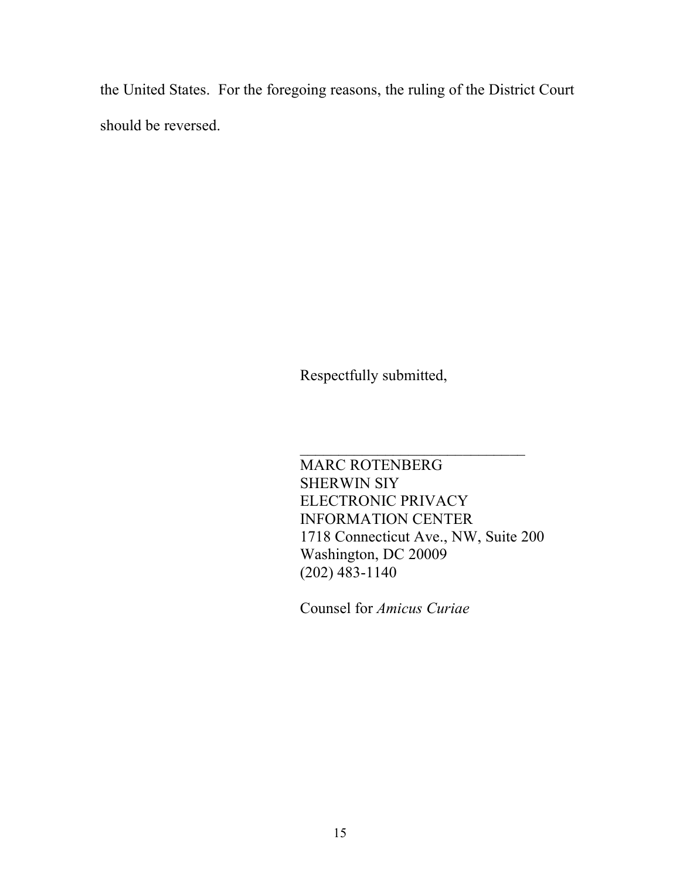the United States. For the foregoing reasons, the ruling of the District Court should be reversed.

Respectfully submitted,

\_\_\_\_\_\_\_\_\_\_\_\_\_\_\_\_\_\_\_\_\_\_\_\_\_\_\_\_\_\_

MARC ROTENBERG
SHERWIN SIY
ELECTRONIC PRIVACY
INFORMATION CENTER
1718 Connecticut Ave., NW, Suite 200
Washington, DC 20009
(202) 483-1140

Counsel for *Amicus Curiae*